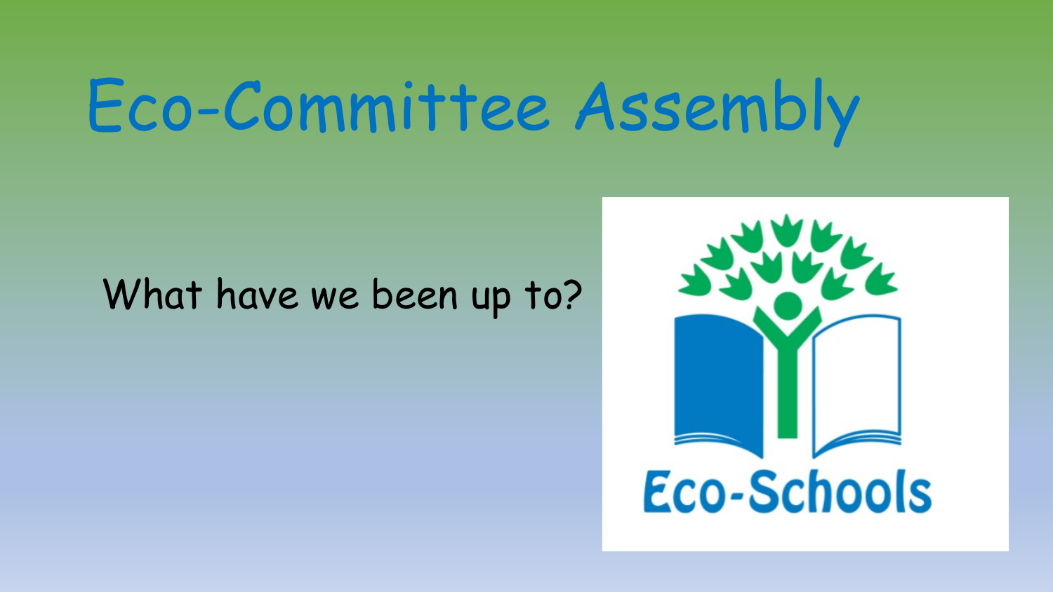# Eco-Committee Assembly

What have we been up to?

Eco-Schools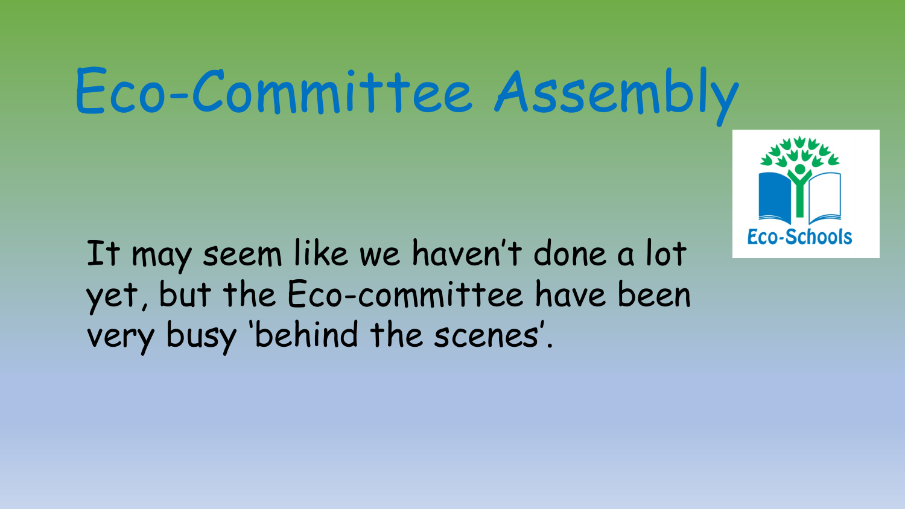# Eco-Committee Assembly

It may seem like we haven't done a lot yet, but the Eco-committee have been very busy 'behind the scenes'.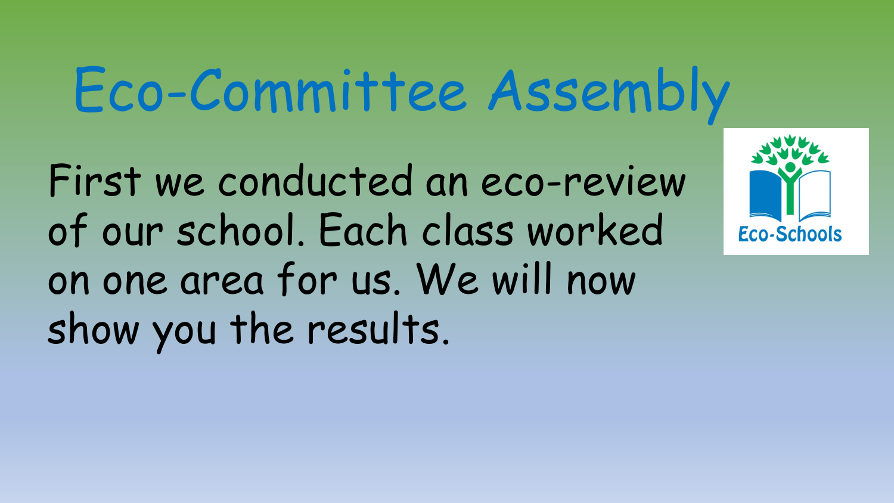# Eco-Committee Assembly

First we conducted an eco-review of our school. Each class worked on one area for us. We will now show you the results.

Eco-Schools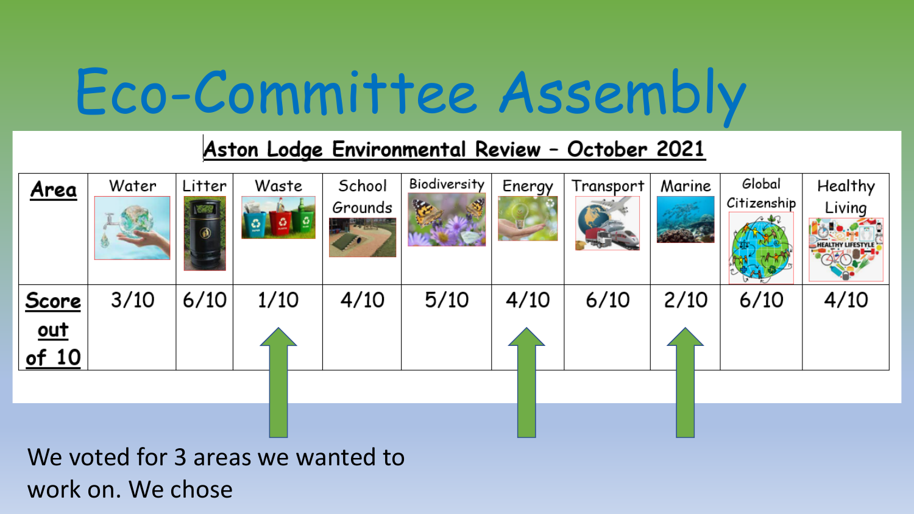# Eco-Committee Assembly

**Aston Lodge Environmental Review – October 2021**

| **Area** | Water | Litter | Waste | School Grounds | Biodiversity | Energy | Transport | Marine | Global Citizenship | Healthy Living |
|---|---|---|---|---|---|---|---|---|---|---|
| **Score out of 10** | 3/10 | 6/10 | 1/10 | 4/10 | 5/10 | 4/10 | 6/10 | 2/10 | 6/10 | 4/10 |

We voted for 3 areas we wanted to work on. We chose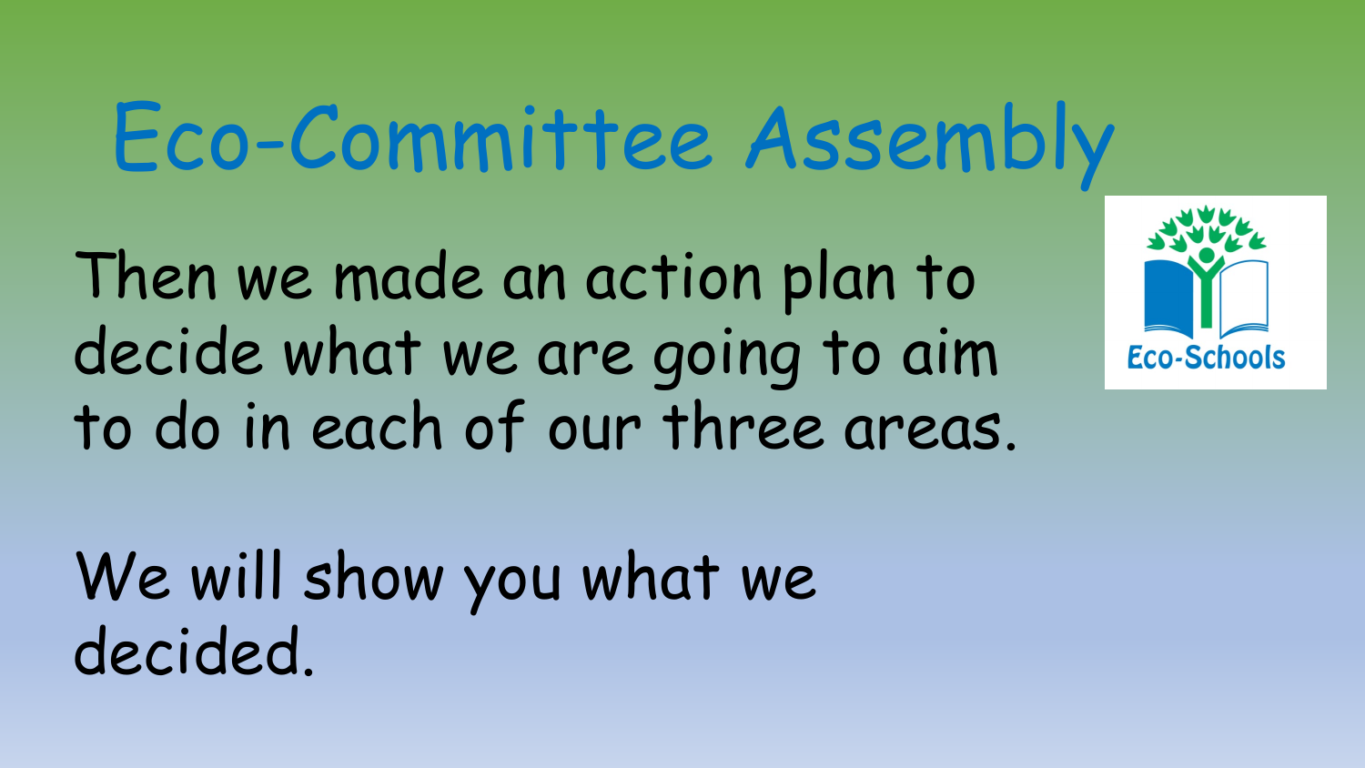# Eco-Committee Assembly

Then we made an action plan to decide what we are going to aim to do in each of our three areas.

We will show you what we decided.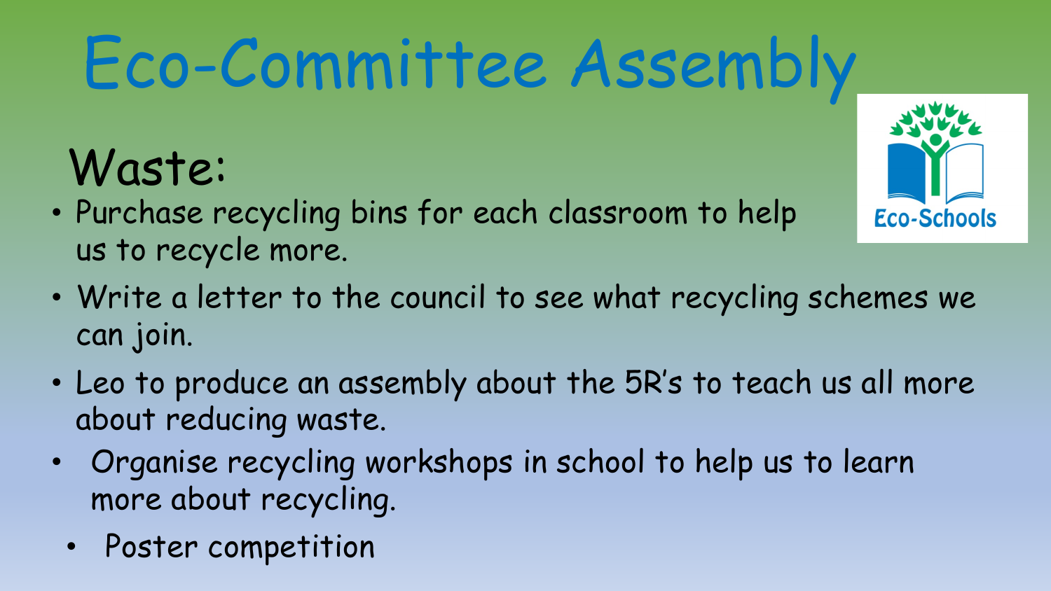# Eco-Committee Assembly

## Waste:

- Purchase recycling bins for each classroom to help us to recycle more.
- Write a letter to the council to see what recycling schemes we can join.
- Leo to produce an assembly about the 5R's to teach us all more about reducing waste.
- Organise recycling workshops in school to help us to learn more about recycling.
- Poster competition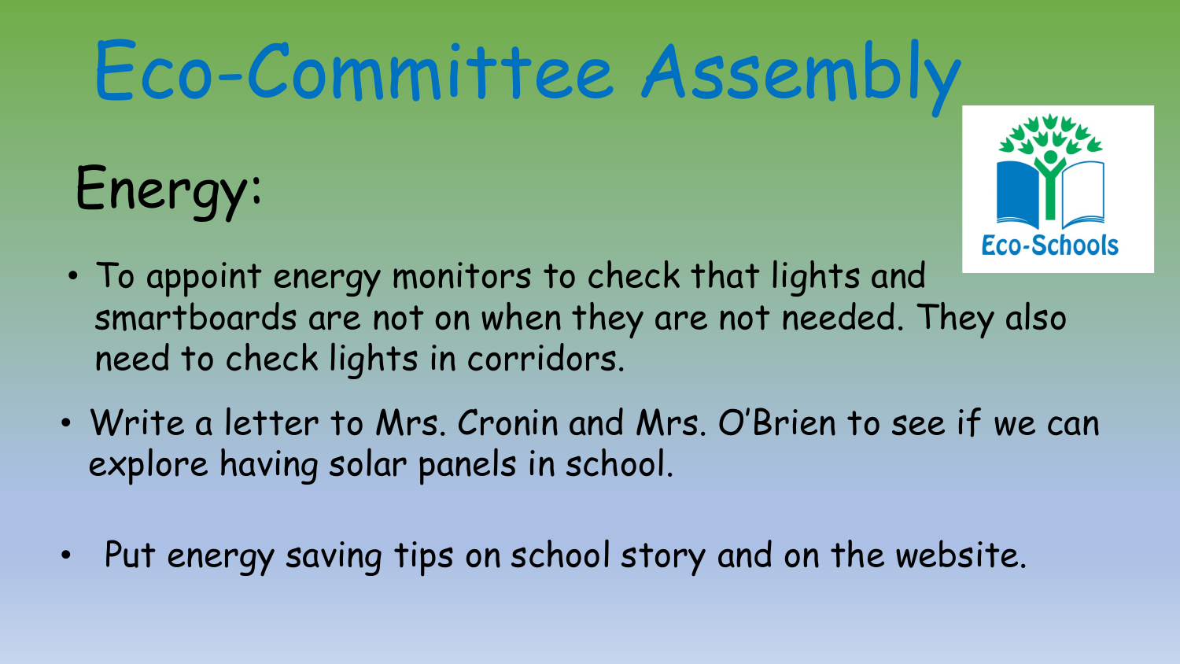# Eco-Committee Assembly

## Energy:

- To appoint energy monitors to check that lights and smartboards are not on when they are not needed. They also need to check lights in corridors.
- Write a letter to Mrs. Cronin and Mrs. O'Brien to see if we can explore having solar panels in school.
- Put energy saving tips on school story and on the website.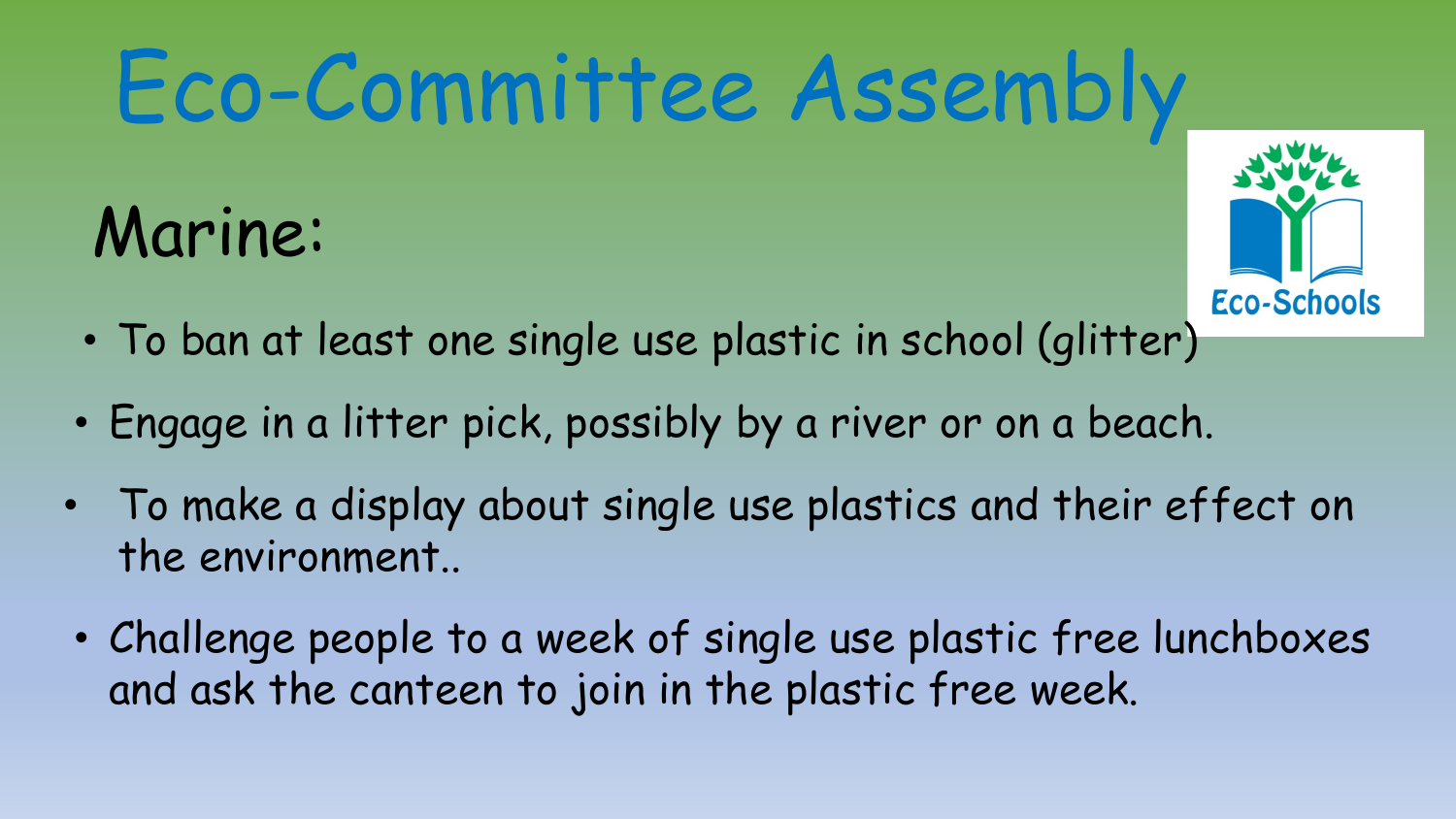# Eco-Committee Assembly

## Marine:

- To ban at least one single use plastic in school (glitter)
- Engage in a litter pick, possibly by a river or on a beach.
- To make a display about single use plastics and their effect on the environment..
- Challenge people to a week of single use plastic free lunchboxes and ask the canteen to join in the plastic free week.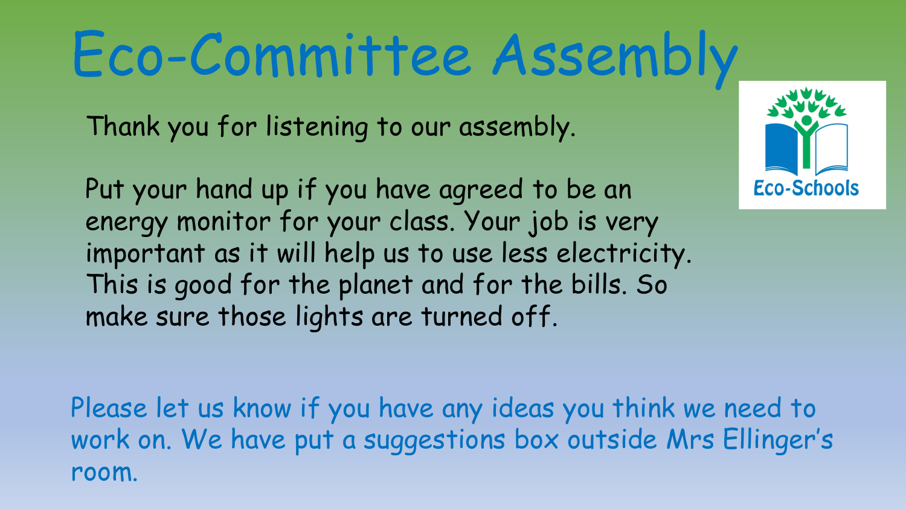# Eco-Committee Assembly

Thank you for listening to our assembly.

Put your hand up if you have agreed to be an energy monitor for your class. Your job is very important as it will help us to use less electricity. This is good for the planet and for the bills. So make sure those lights are turned off.

Eco-Schools

Please let us know if you have any ideas you think we need to work on. We have put a suggestions box outside Mrs Ellinger's room.